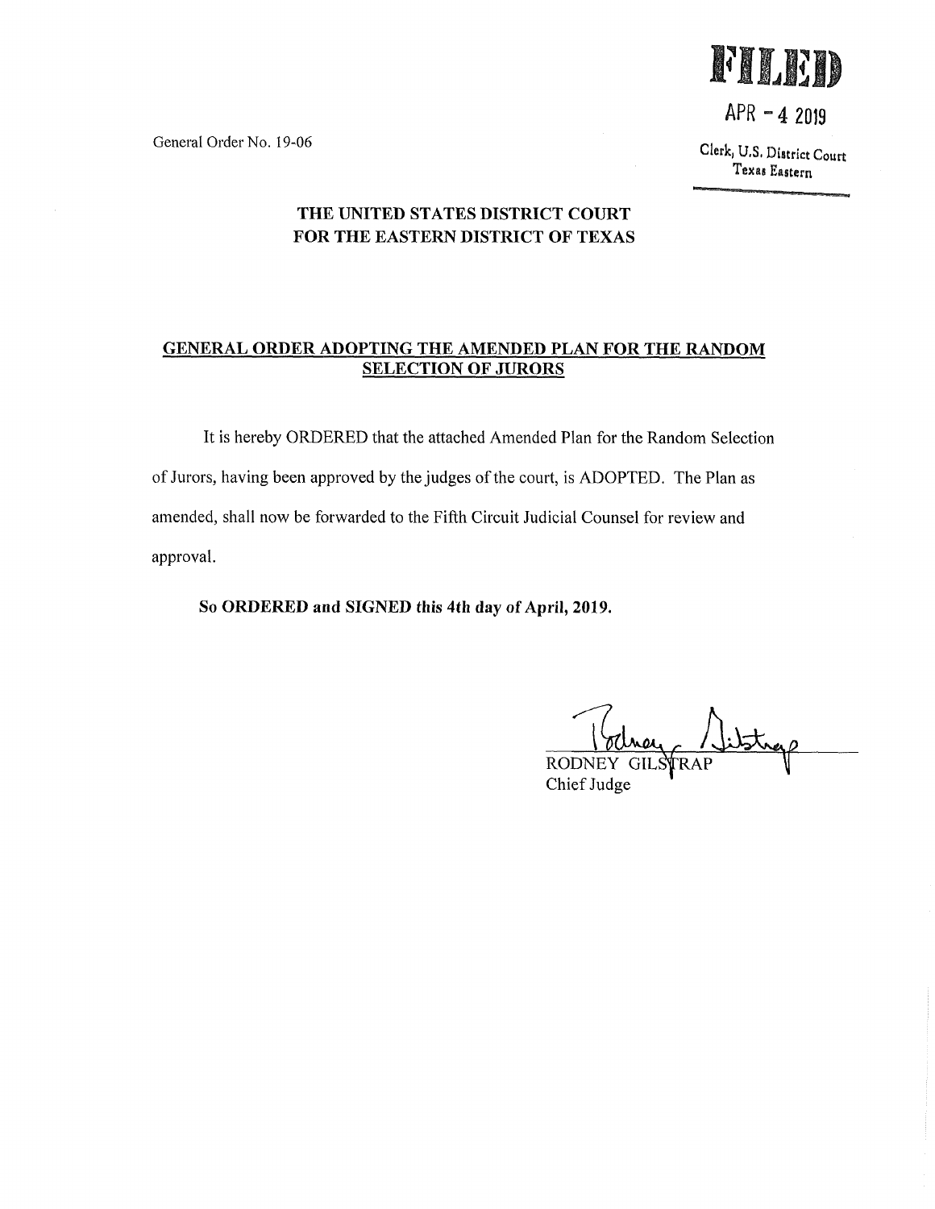General Order No. 19-06

**FILED**

APR - 4 2019

Clerk, U.S. District Court
Texas Eastern

**THE UNITED STATES DISTRICT COURT**
**FOR THE EASTERN DISTRICT OF TEXAS**

**GENERAL ORDER ADOPTING THE AMENDED PLAN FOR THE RANDOM SELECTION OF JURORS**

It is hereby ORDERED that the attached Amended Plan for the Random Selection of Jurors, having been approved by the judges of the court, is ADOPTED. The Plan as amended, shall now be forwarded to the Fifth Circuit Judicial Counsel for review and approval.

**So ORDERED and SIGNED this 4th day of April, 2019.**

RODNEY GILSTRAP
Chief Judge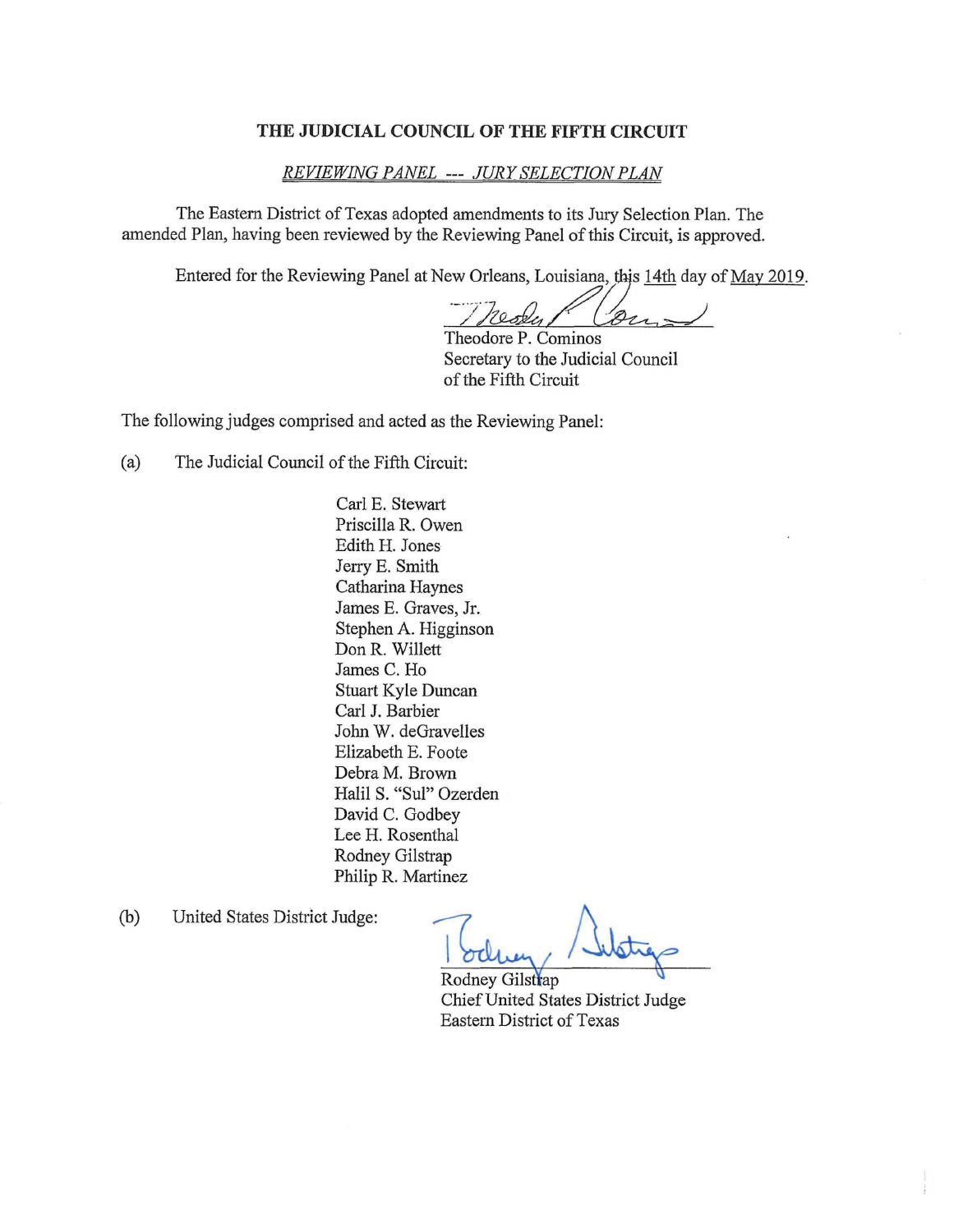**THE JUDICIAL COUNCIL OF THE FIFTH CIRCUIT**

*REVIEWING PANEL --- JURY SELECTION PLAN*

The Eastern District of Texas adopted amendments to its Jury Selection Plan. The amended Plan, having been reviewed by the Reviewing Panel of this Circuit, is approved.

Entered for the Reviewing Panel at New Orleans, Louisiana, this 14th day of May 2019.

Theodore P. Cominos
Secretary to the Judicial Council
of the Fifth Circuit

The following judges comprised and acted as the Reviewing Panel:

(a) The Judicial Council of the Fifth Circuit:

Carl E. Stewart
Priscilla R. Owen
Edith H. Jones
Jerry E. Smith
Catharina Haynes
James E. Graves, Jr.
Stephen A. Higginson
Don R. Willett
James C. Ho
Stuart Kyle Duncan
Carl J. Barbier
John W. deGravelles
Elizabeth E. Foote
Debra M. Brown
Halil S. "Sul" Ozerden
David C. Godbey
Lee H. Rosenthal
Rodney Gilstrap
Philip R. Martinez

(b) United States District Judge:

Rodney Gilstrap
Chief United States District Judge
Eastern District of Texas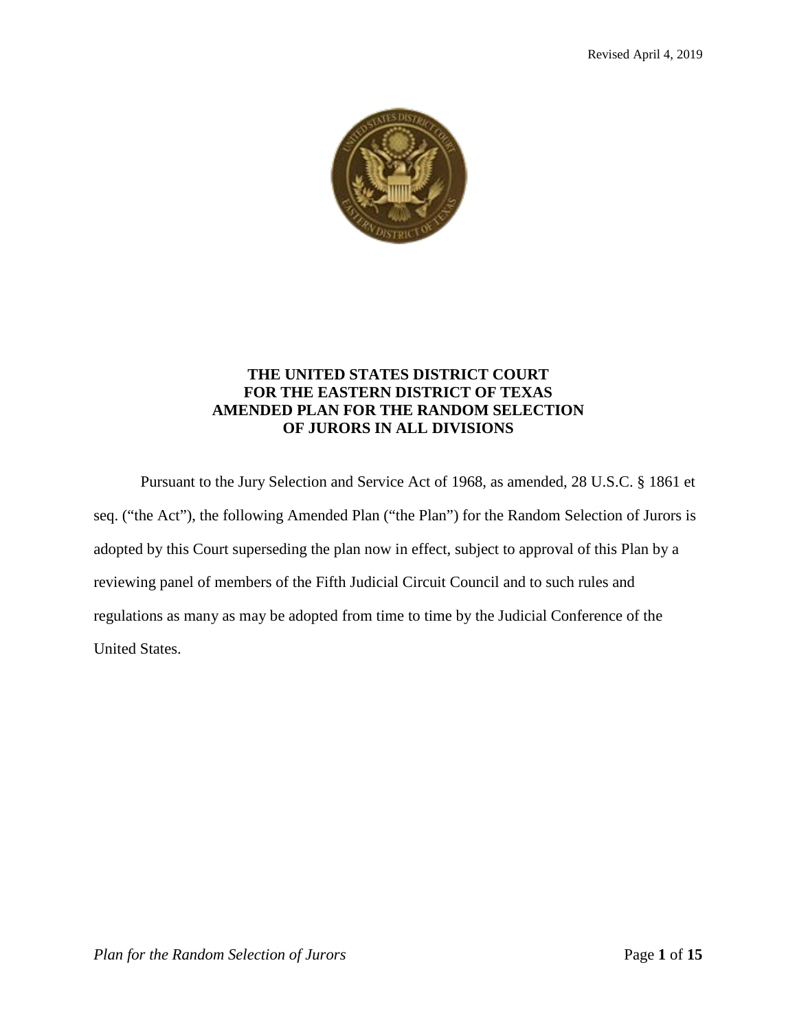Revised April 4, 2019

# THE UNITED STATES DISTRICT COURT FOR THE EASTERN DISTRICT OF TEXAS AMENDED PLAN FOR THE RANDOM SELECTION OF JURORS IN ALL DIVISIONS

Pursuant to the Jury Selection and Service Act of 1968, as amended, 28 U.S.C. § 1861 et seq. ("the Act"), the following Amended Plan ("the Plan") for the Random Selection of Jurors is adopted by this Court superseding the plan now in effect, subject to approval of this Plan by a reviewing panel of members of the Fifth Judicial Circuit Council and to such rules and regulations as many as may be adopted from time to time by the Judicial Conference of the United States.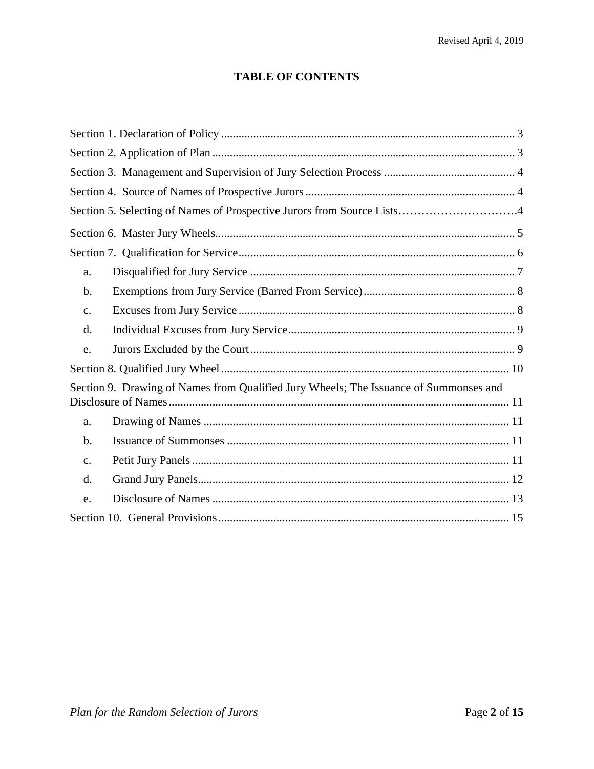## TABLE OF CONTENTS

Section 1. Declaration of Policy ..... 3

Section 2. Application of Plan ..... 3

Section 3. Management and Supervision of Jury Selection Process ..... 4

Section 4. Source of Names of Prospective Jurors ..... 4

Section 5. Selecting of Names of Prospective Jurors from Source Lists ..... 4

Section 6. Master Jury Wheels ..... 5

Section 7. Qualification for Service ..... 6

- a. Disqualified for Jury Service ..... 7
- b. Exemptions from Jury Service (Barred From Service) ..... 8
- c. Excuses from Jury Service ..... 8
- d. Individual Excuses from Jury Service ..... 9
- e. Jurors Excluded by the Court ..... 9

Section 8. Qualified Jury Wheel ..... 10

Section 9. Drawing of Names from Qualified Jury Wheels; The Issuance of Summonses and Disclosure of Names ..... 11

- a. Drawing of Names ..... 11
- b. Issuance of Summonses ..... 11
- c. Petit Jury Panels ..... 11
- d. Grand Jury Panels ..... 12
- e. Disclosure of Names ..... 13

Section 10. General Provisions ..... 15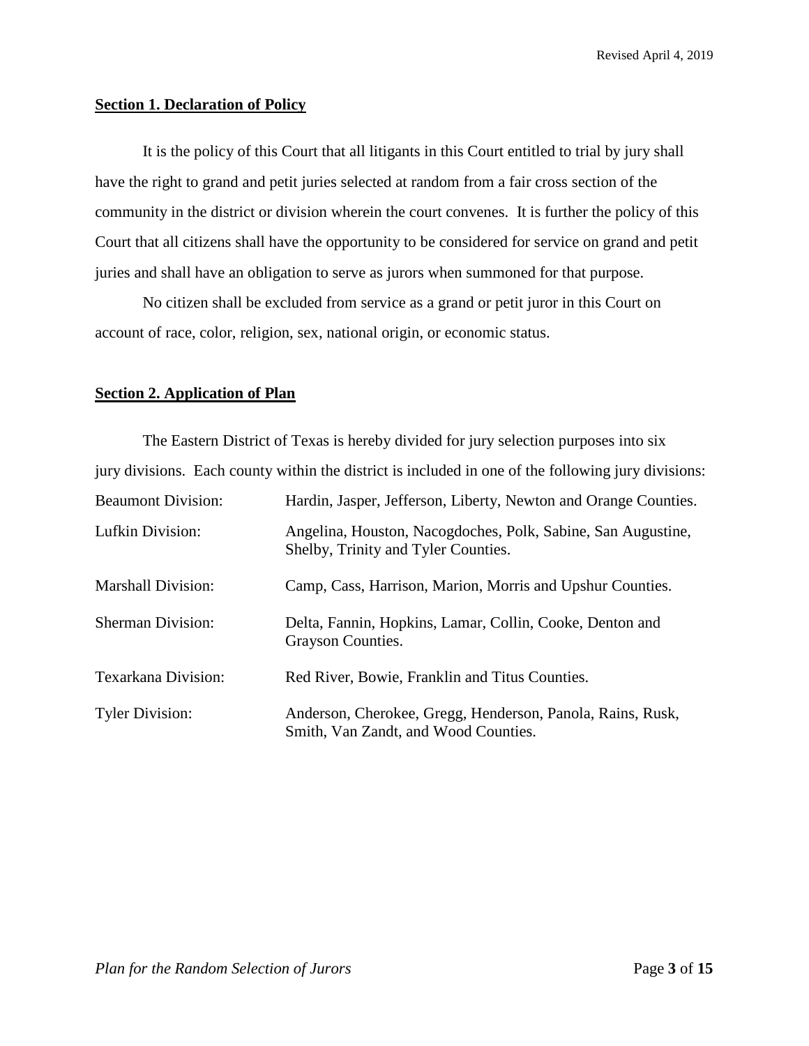## Section 1. Declaration of Policy

It is the policy of this Court that all litigants in this Court entitled to trial by jury shall have the right to grand and petit juries selected at random from a fair cross section of the community in the district or division wherein the court convenes. It is further the policy of this Court that all citizens shall have the opportunity to be considered for service on grand and petit juries and shall have an obligation to serve as jurors when summoned for that purpose.

No citizen shall be excluded from service as a grand or petit juror in this Court on account of race, color, religion, sex, national origin, or economic status.

## Section 2. Application of Plan

The Eastern District of Texas is hereby divided for jury selection purposes into six jury divisions. Each county within the district is included in one of the following jury divisions:

| | |
|---|---|
| Beaumont Division: | Hardin, Jasper, Jefferson, Liberty, Newton and Orange Counties. |
| Lufkin Division: | Angelina, Houston, Nacogdoches, Polk, Sabine, San Augustine, Shelby, Trinity and Tyler Counties. |
| Marshall Division: | Camp, Cass, Harrison, Marion, Morris and Upshur Counties. |
| Sherman Division: | Delta, Fannin, Hopkins, Lamar, Collin, Cooke, Denton and Grayson Counties. |
| Texarkana Division: | Red River, Bowie, Franklin and Titus Counties. |
| Tyler Division: | Anderson, Cherokee, Gregg, Henderson, Panola, Rains, Rusk, Smith, Van Zandt, and Wood Counties. |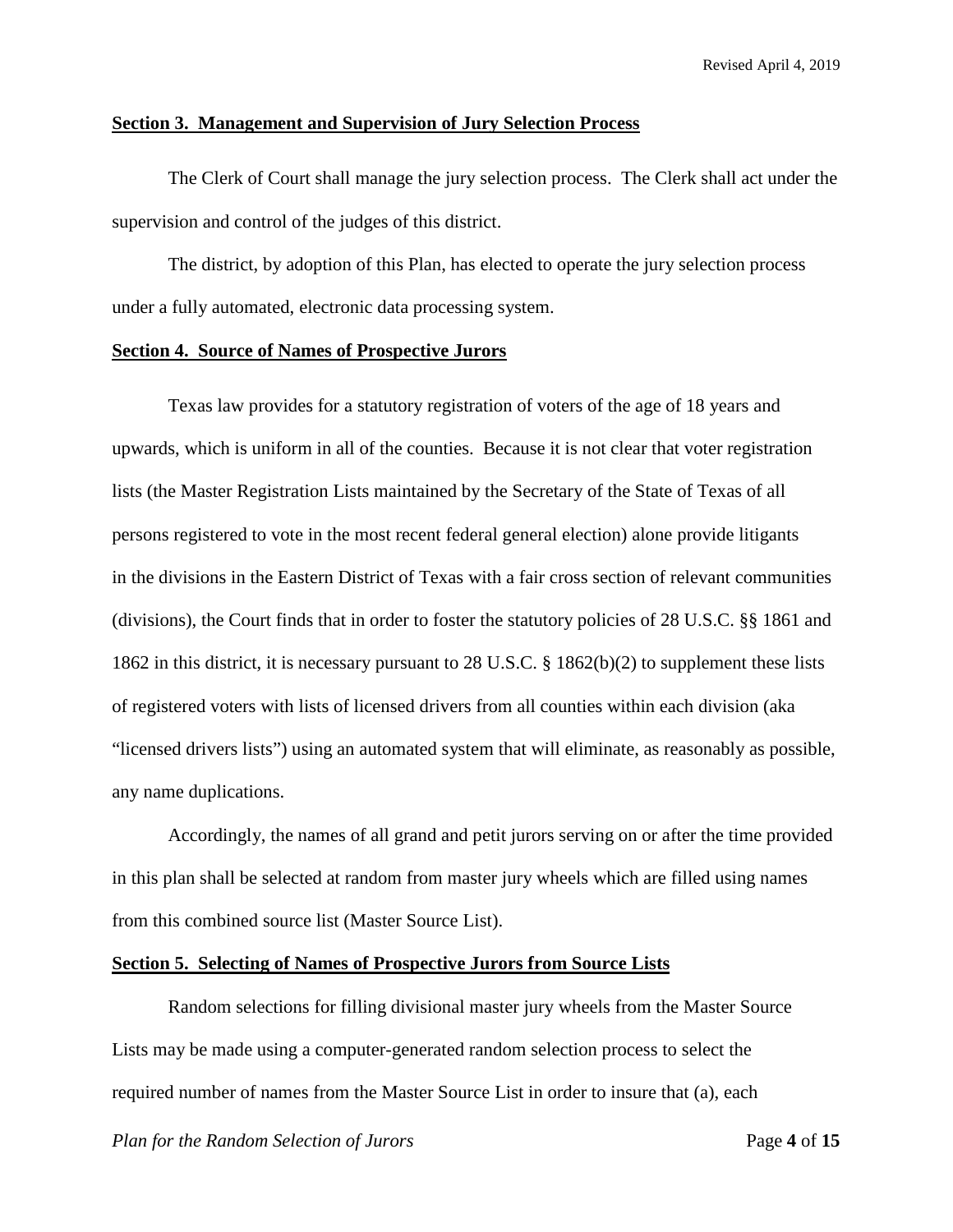**Section 3. Management and Supervision of Jury Selection Process**

The Clerk of Court shall manage the jury selection process. The Clerk shall act under the supervision and control of the judges of this district.

The district, by adoption of this Plan, has elected to operate the jury selection process under a fully automated, electronic data processing system.

**Section 4. Source of Names of Prospective Jurors**

Texas law provides for a statutory registration of voters of the age of 18 years and upwards, which is uniform in all of the counties. Because it is not clear that voter registration lists (the Master Registration Lists maintained by the Secretary of the State of Texas of all persons registered to vote in the most recent federal general election) alone provide litigants in the divisions in the Eastern District of Texas with a fair cross section of relevant communities (divisions), the Court finds that in order to foster the statutory policies of 28 U.S.C. §§ 1861 and 1862 in this district, it is necessary pursuant to 28 U.S.C. § 1862(b)(2) to supplement these lists of registered voters with lists of licensed drivers from all counties within each division (aka "licensed drivers lists") using an automated system that will eliminate, as reasonably as possible, any name duplications.

Accordingly, the names of all grand and petit jurors serving on or after the time provided in this plan shall be selected at random from master jury wheels which are filled using names from this combined source list (Master Source List).

**Section 5. Selecting of Names of Prospective Jurors from Source Lists**

Random selections for filling divisional master jury wheels from the Master Source Lists may be made using a computer-generated random selection process to select the required number of names from the Master Source List in order to insure that (a), each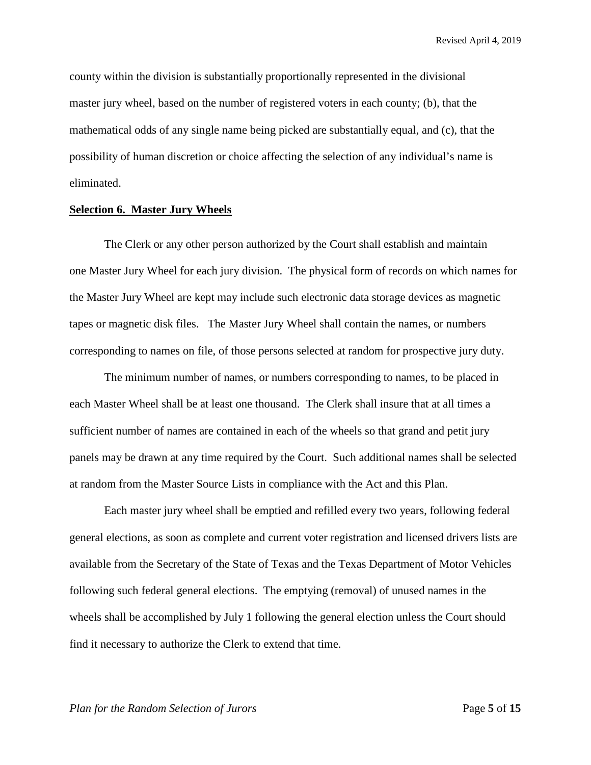county within the division is substantially proportionally represented in the divisional master jury wheel, based on the number of registered voters in each county; (b), that the mathematical odds of any single name being picked are substantially equal, and (c), that the possibility of human discretion or choice affecting the selection of any individual's name is eliminated.

**Selection 6. Master Jury Wheels**

The Clerk or any other person authorized by the Court shall establish and maintain one Master Jury Wheel for each jury division. The physical form of records on which names for the Master Jury Wheel are kept may include such electronic data storage devices as magnetic tapes or magnetic disk files. The Master Jury Wheel shall contain the names, or numbers corresponding to names on file, of those persons selected at random for prospective jury duty.

The minimum number of names, or numbers corresponding to names, to be placed in each Master Wheel shall be at least one thousand. The Clerk shall insure that at all times a sufficient number of names are contained in each of the wheels so that grand and petit jury panels may be drawn at any time required by the Court. Such additional names shall be selected at random from the Master Source Lists in compliance with the Act and this Plan.

Each master jury wheel shall be emptied and refilled every two years, following federal general elections, as soon as complete and current voter registration and licensed drivers lists are available from the Secretary of the State of Texas and the Texas Department of Motor Vehicles following such federal general elections. The emptying (removal) of unused names in the wheels shall be accomplished by July 1 following the general election unless the Court should find it necessary to authorize the Clerk to extend that time.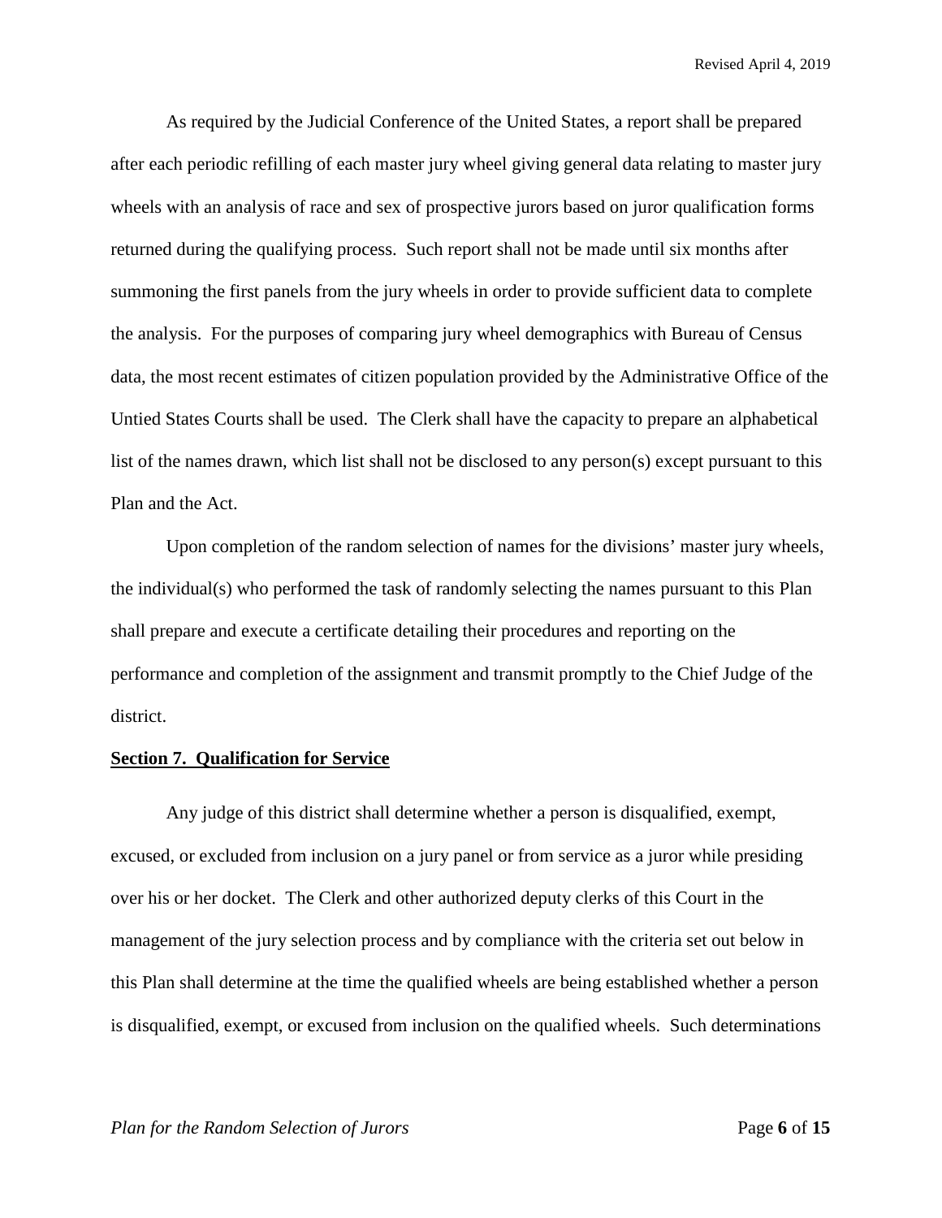As required by the Judicial Conference of the United States, a report shall be prepared after each periodic refilling of each master jury wheel giving general data relating to master jury wheels with an analysis of race and sex of prospective jurors based on juror qualification forms returned during the qualifying process. Such report shall not be made until six months after summoning the first panels from the jury wheels in order to provide sufficient data to complete the analysis. For the purposes of comparing jury wheel demographics with Bureau of Census data, the most recent estimates of citizen population provided by the Administrative Office of the Untied States Courts shall be used. The Clerk shall have the capacity to prepare an alphabetical list of the names drawn, which list shall not be disclosed to any person(s) except pursuant to this Plan and the Act.

Upon completion of the random selection of names for the divisions' master jury wheels, the individual(s) who performed the task of randomly selecting the names pursuant to this Plan shall prepare and execute a certificate detailing their procedures and reporting on the performance and completion of the assignment and transmit promptly to the Chief Judge of the district.

**Section 7. Qualification for Service**

Any judge of this district shall determine whether a person is disqualified, exempt, excused, or excluded from inclusion on a jury panel or from service as a juror while presiding over his or her docket. The Clerk and other authorized deputy clerks of this Court in the management of the jury selection process and by compliance with the criteria set out below in this Plan shall determine at the time the qualified wheels are being established whether a person is disqualified, exempt, or excused from inclusion on the qualified wheels. Such determinations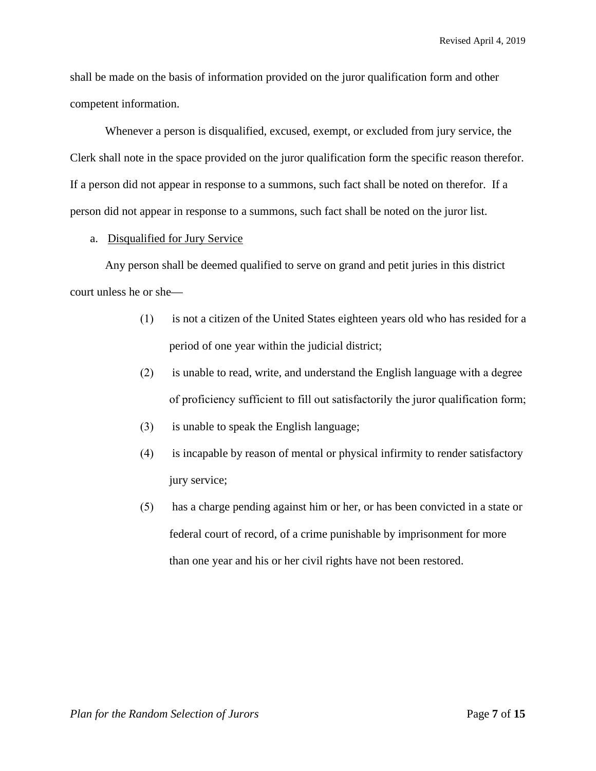shall be made on the basis of information provided on the juror qualification form and other competent information.

Whenever a person is disqualified, excused, exempt, or excluded from jury service, the Clerk shall note in the space provided on the juror qualification form the specific reason therefor. If a person did not appear in response to a summons, such fact shall be noted on therefor. If a person did not appear in response to a summons, such fact shall be noted on the juror list.

a. Disqualified for Jury Service

Any person shall be deemed qualified to serve on grand and petit juries in this district court unless he or she—

(1) is not a citizen of the United States eighteen years old who has resided for a period of one year within the judicial district;

(2) is unable to read, write, and understand the English language with a degree of proficiency sufficient to fill out satisfactorily the juror qualification form;

(3) is unable to speak the English language;

(4) is incapable by reason of mental or physical infirmity to render satisfactory jury service;

(5) has a charge pending against him or her, or has been convicted in a state or federal court of record, of a crime punishable by imprisonment for more than one year and his or her civil rights have not been restored.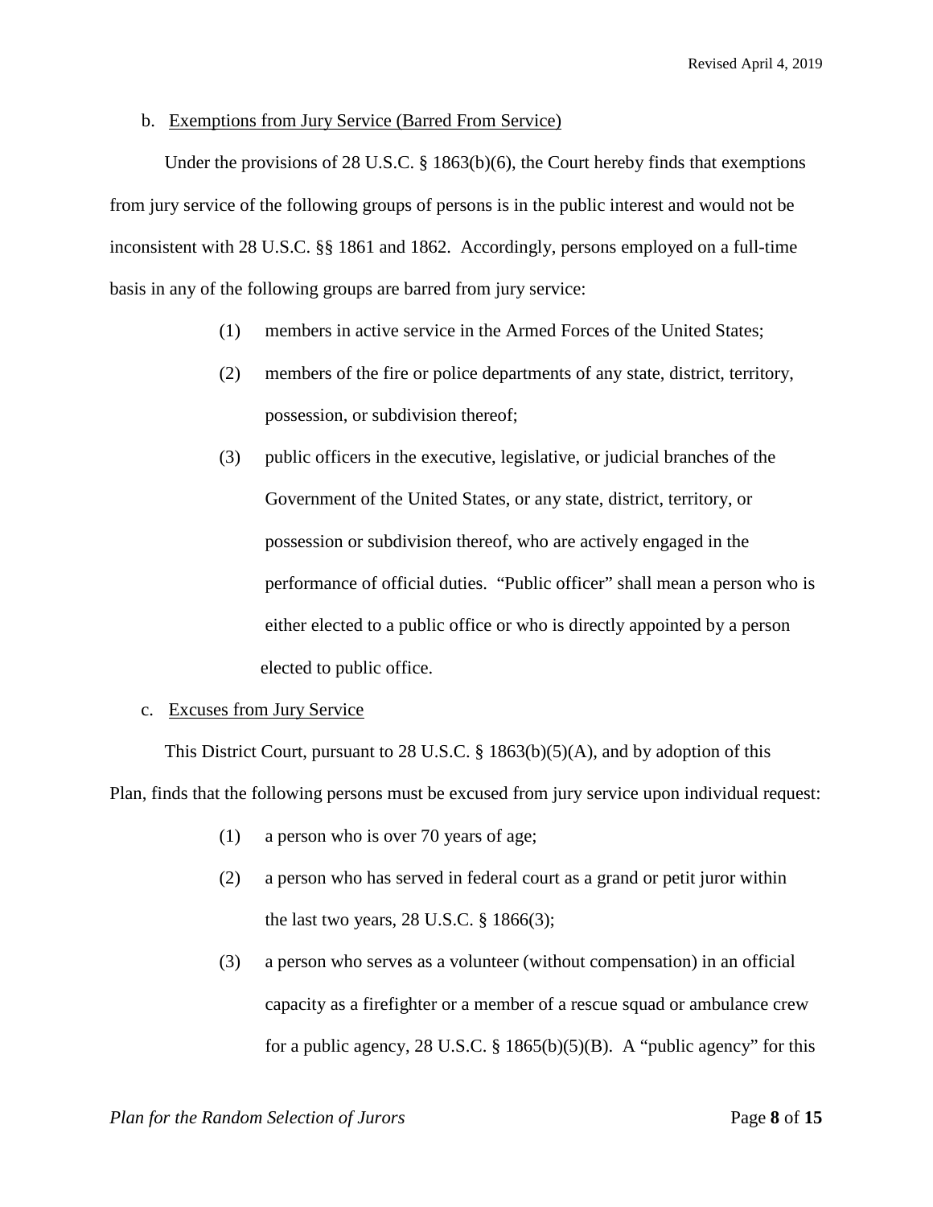b. Exemptions from Jury Service (Barred From Service)

Under the provisions of 28 U.S.C. § 1863(b)(6), the Court hereby finds that exemptions from jury service of the following groups of persons is in the public interest and would not be inconsistent with 28 U.S.C. §§ 1861 and 1862. Accordingly, persons employed on a full-time basis in any of the following groups are barred from jury service:

(1) members in active service in the Armed Forces of the United States;

(2) members of the fire or police departments of any state, district, territory, possession, or subdivision thereof;

(3) public officers in the executive, legislative, or judicial branches of the Government of the United States, or any state, district, territory, or possession or subdivision thereof, who are actively engaged in the performance of official duties. "Public officer" shall mean a person who is either elected to a public office or who is directly appointed by a person elected to public office.

c. Excuses from Jury Service

This District Court, pursuant to 28 U.S.C. § 1863(b)(5)(A), and by adoption of this Plan, finds that the following persons must be excused from jury service upon individual request:

(1) a person who is over 70 years of age;

(2) a person who has served in federal court as a grand or petit juror within the last two years, 28 U.S.C. § 1866(3);

(3) a person who serves as a volunteer (without compensation) in an official capacity as a firefighter or a member of a rescue squad or ambulance crew for a public agency, 28 U.S.C. § 1865(b)(5)(B). A "public agency" for this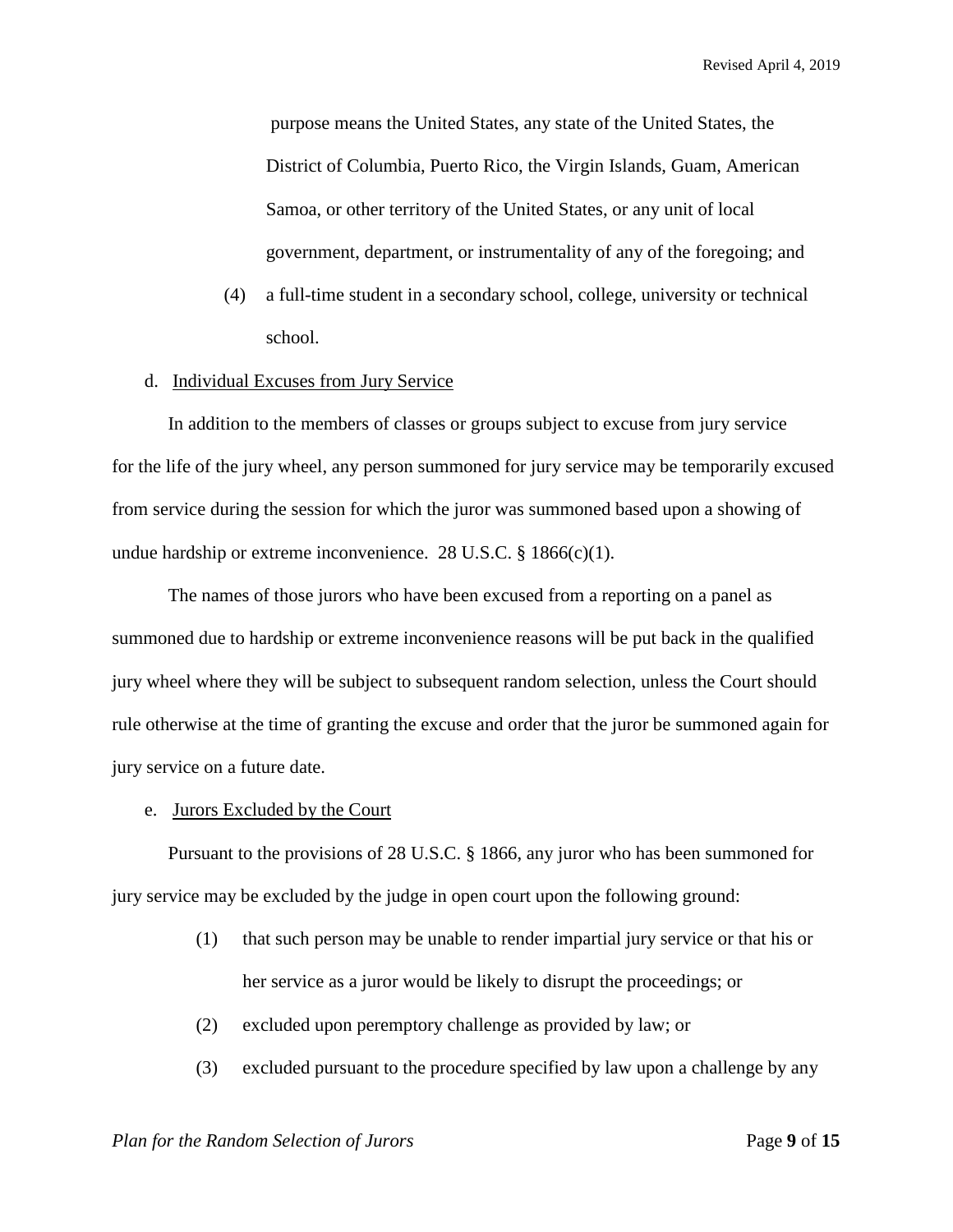purpose means the United States, any state of the United States, the District of Columbia, Puerto Rico, the Virgin Islands, Guam, American Samoa, or other territory of the United States, or any unit of local government, department, or instrumentality of any of the foregoing; and

(4) a full-time student in a secondary school, college, university or technical school.

d. Individual Excuses from Jury Service

In addition to the members of classes or groups subject to excuse from jury service for the life of the jury wheel, any person summoned for jury service may be temporarily excused from service during the session for which the juror was summoned based upon a showing of undue hardship or extreme inconvenience. 28 U.S.C. § 1866(c)(1).

The names of those jurors who have been excused from a reporting on a panel as summoned due to hardship or extreme inconvenience reasons will be put back in the qualified jury wheel where they will be subject to subsequent random selection, unless the Court should rule otherwise at the time of granting the excuse and order that the juror be summoned again for jury service on a future date.

e. Jurors Excluded by the Court

Pursuant to the provisions of 28 U.S.C. § 1866, any juror who has been summoned for jury service may be excluded by the judge in open court upon the following ground:

(1) that such person may be unable to render impartial jury service or that his or her service as a juror would be likely to disrupt the proceedings; or

(2) excluded upon peremptory challenge as provided by law; or

(3) excluded pursuant to the procedure specified by law upon a challenge by any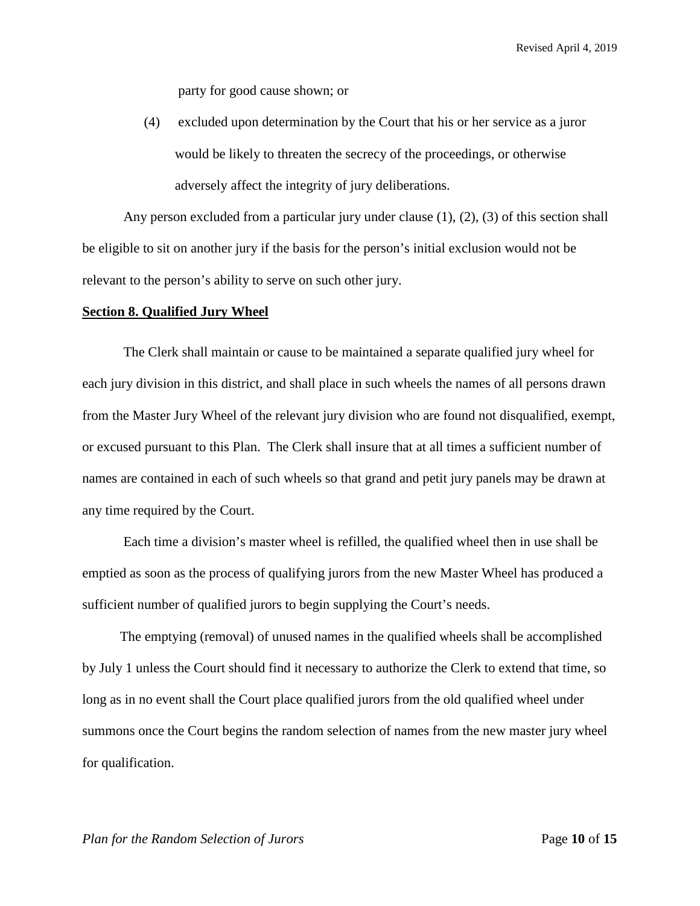party for good cause shown; or

(4) excluded upon determination by the Court that his or her service as a juror would be likely to threaten the secrecy of the proceedings, or otherwise adversely affect the integrity of jury deliberations.

Any person excluded from a particular jury under clause (1), (2), (3) of this section shall be eligible to sit on another jury if the basis for the person's initial exclusion would not be relevant to the person's ability to serve on such other jury.

**Section 8. Qualified Jury Wheel**

The Clerk shall maintain or cause to be maintained a separate qualified jury wheel for each jury division in this district, and shall place in such wheels the names of all persons drawn from the Master Jury Wheel of the relevant jury division who are found not disqualified, exempt, or excused pursuant to this Plan. The Clerk shall insure that at all times a sufficient number of names are contained in each of such wheels so that grand and petit jury panels may be drawn at any time required by the Court.

Each time a division's master wheel is refilled, the qualified wheel then in use shall be emptied as soon as the process of qualifying jurors from the new Master Wheel has produced a sufficient number of qualified jurors to begin supplying the Court's needs.

The emptying (removal) of unused names in the qualified wheels shall be accomplished by July 1 unless the Court should find it necessary to authorize the Clerk to extend that time, so long as in no event shall the Court place qualified jurors from the old qualified wheel under summons once the Court begins the random selection of names from the new master jury wheel for qualification.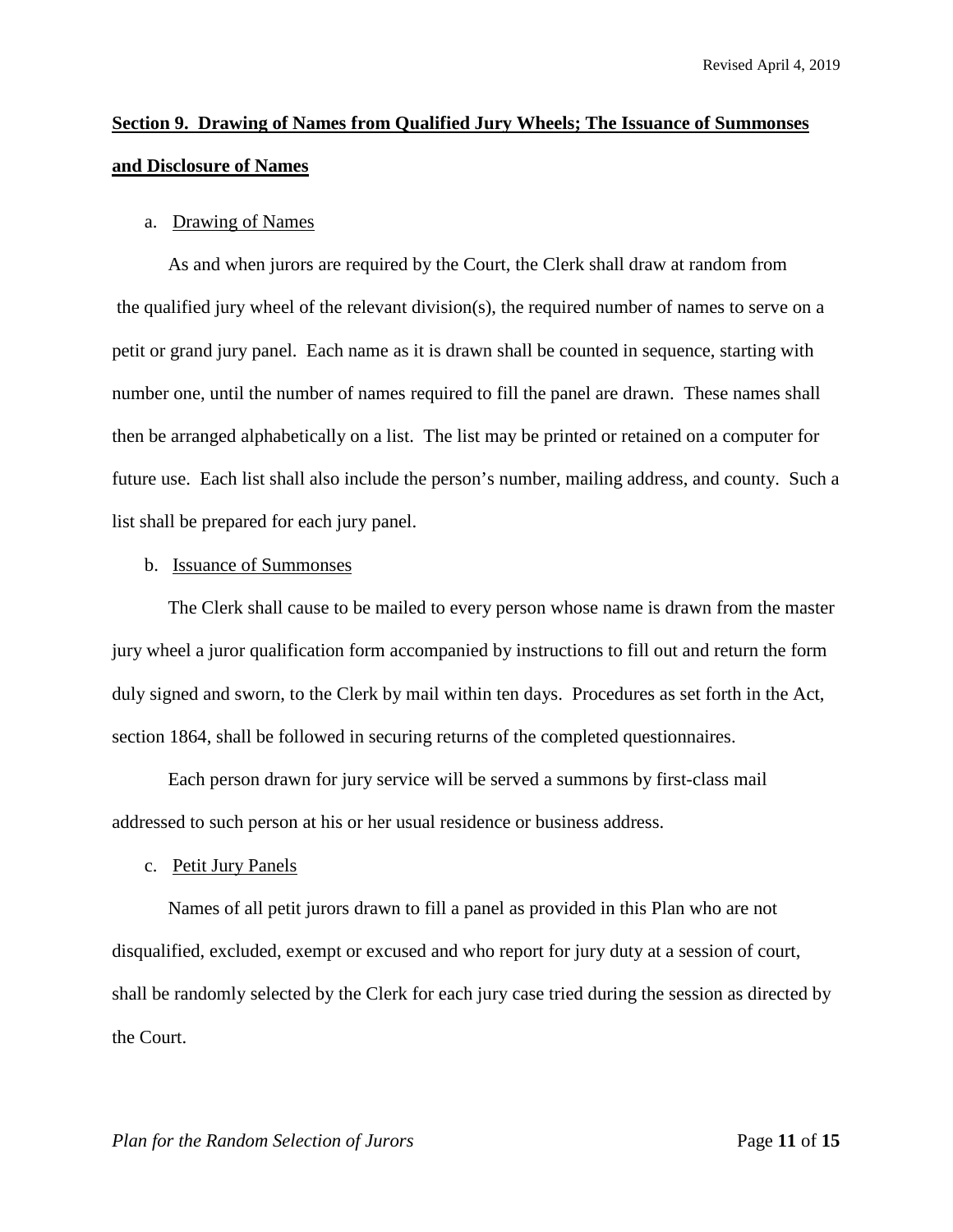## Section 9. Drawing of Names from Qualified Jury Wheels; The Issuance of Summonses and Disclosure of Names

a. Drawing of Names

As and when jurors are required by the Court, the Clerk shall draw at random from the qualified jury wheel of the relevant division(s), the required number of names to serve on a petit or grand jury panel. Each name as it is drawn shall be counted in sequence, starting with number one, until the number of names required to fill the panel are drawn. These names shall then be arranged alphabetically on a list. The list may be printed or retained on a computer for future use. Each list shall also include the person's number, mailing address, and county. Such a list shall be prepared for each jury panel.

b. Issuance of Summonses

The Clerk shall cause to be mailed to every person whose name is drawn from the master jury wheel a juror qualification form accompanied by instructions to fill out and return the form duly signed and sworn, to the Clerk by mail within ten days. Procedures as set forth in the Act, section 1864, shall be followed in securing returns of the completed questionnaires.

Each person drawn for jury service will be served a summons by first-class mail addressed to such person at his or her usual residence or business address.

c. Petit Jury Panels

Names of all petit jurors drawn to fill a panel as provided in this Plan who are not disqualified, excluded, exempt or excused and who report for jury duty at a session of court, shall be randomly selected by the Clerk for each jury case tried during the session as directed by the Court.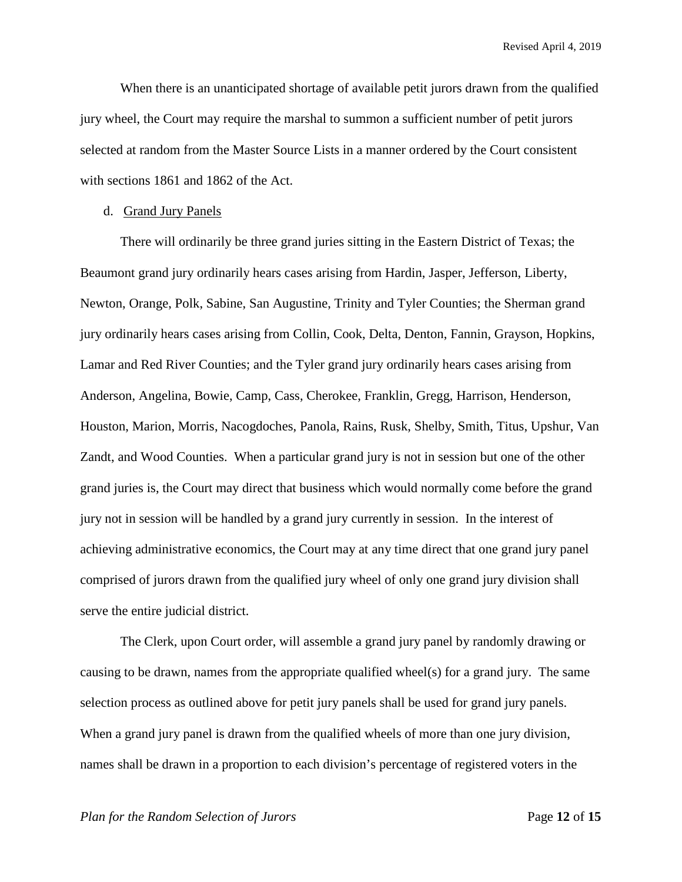When there is an unanticipated shortage of available petit jurors drawn from the qualified jury wheel, the Court may require the marshal to summon a sufficient number of petit jurors selected at random from the Master Source Lists in a manner ordered by the Court consistent with sections 1861 and 1862 of the Act.

d. Grand Jury Panels

There will ordinarily be three grand juries sitting in the Eastern District of Texas; the Beaumont grand jury ordinarily hears cases arising from Hardin, Jasper, Jefferson, Liberty, Newton, Orange, Polk, Sabine, San Augustine, Trinity and Tyler Counties; the Sherman grand jury ordinarily hears cases arising from Collin, Cook, Delta, Denton, Fannin, Grayson, Hopkins, Lamar and Red River Counties; and the Tyler grand jury ordinarily hears cases arising from Anderson, Angelina, Bowie, Camp, Cass, Cherokee, Franklin, Gregg, Harrison, Henderson, Houston, Marion, Morris, Nacogdoches, Panola, Rains, Rusk, Shelby, Smith, Titus, Upshur, Van Zandt, and Wood Counties. When a particular grand jury is not in session but one of the other grand juries is, the Court may direct that business which would normally come before the grand jury not in session will be handled by a grand jury currently in session. In the interest of achieving administrative economics, the Court may at any time direct that one grand jury panel comprised of jurors drawn from the qualified jury wheel of only one grand jury division shall serve the entire judicial district.

The Clerk, upon Court order, will assemble a grand jury panel by randomly drawing or causing to be drawn, names from the appropriate qualified wheel(s) for a grand jury. The same selection process as outlined above for petit jury panels shall be used for grand jury panels. When a grand jury panel is drawn from the qualified wheels of more than one jury division, names shall be drawn in a proportion to each division's percentage of registered voters in the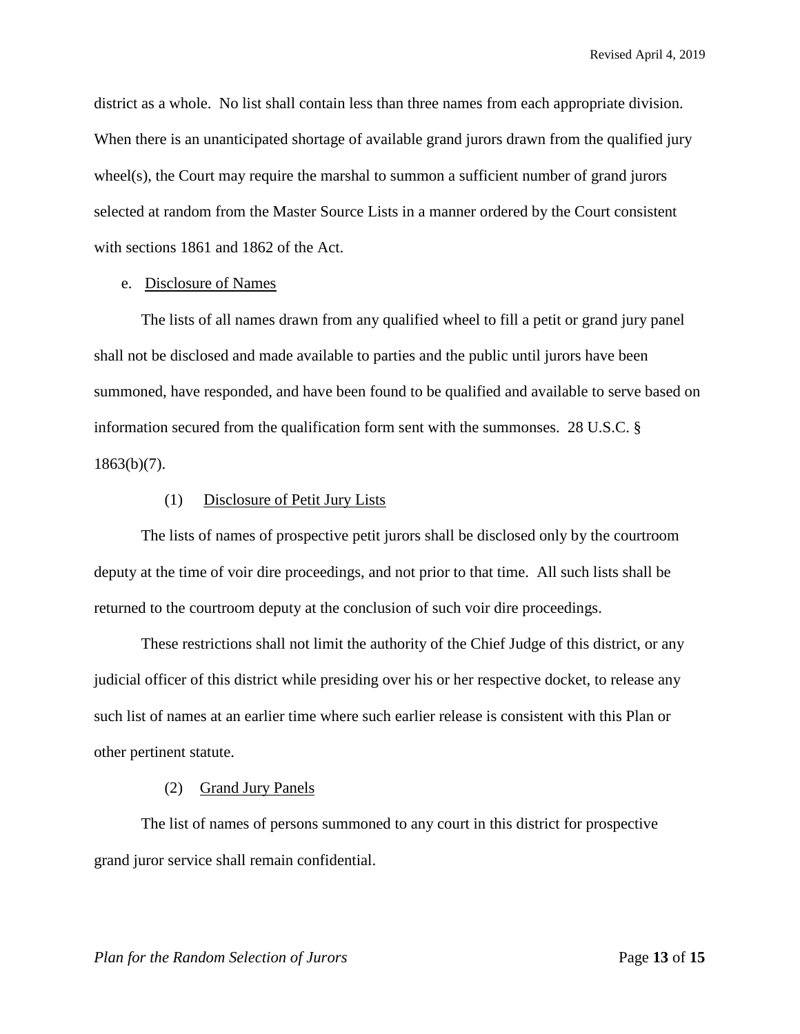district as a whole. No list shall contain less than three names from each appropriate division. When there is an unanticipated shortage of available grand jurors drawn from the qualified jury wheel(s), the Court may require the marshal to summon a sufficient number of grand jurors selected at random from the Master Source Lists in a manner ordered by the Court consistent with sections 1861 and 1862 of the Act.

e. Disclosure of Names

The lists of all names drawn from any qualified wheel to fill a petit or grand jury panel shall not be disclosed and made available to parties and the public until jurors have been summoned, have responded, and have been found to be qualified and available to serve based on information secured from the qualification form sent with the summonses. 28 U.S.C. § 1863(b)(7).

(1) Disclosure of Petit Jury Lists

The lists of names of prospective petit jurors shall be disclosed only by the courtroom deputy at the time of voir dire proceedings, and not prior to that time. All such lists shall be returned to the courtroom deputy at the conclusion of such voir dire proceedings.

These restrictions shall not limit the authority of the Chief Judge of this district, or any judicial officer of this district while presiding over his or her respective docket, to release any such list of names at an earlier time where such earlier release is consistent with this Plan or other pertinent statute.

(2) Grand Jury Panels

The list of names of persons summoned to any court in this district for prospective grand juror service shall remain confidential.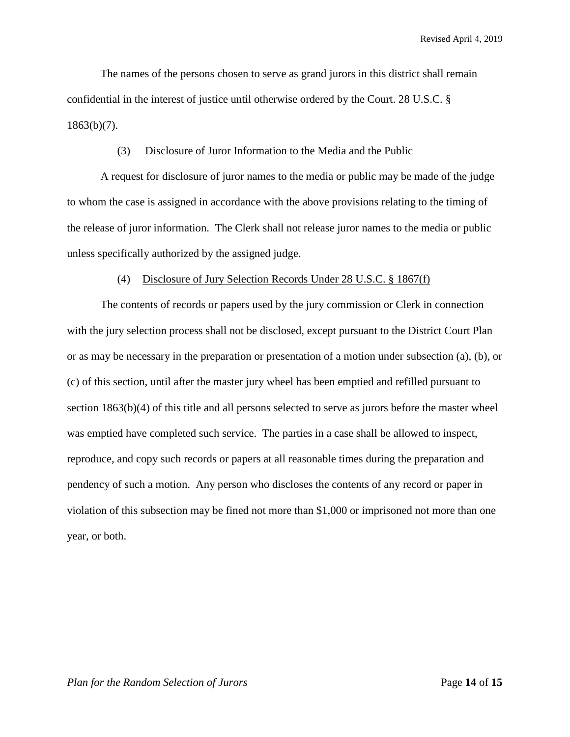The names of the persons chosen to serve as grand jurors in this district shall remain confidential in the interest of justice until otherwise ordered by the Court. 28 U.S.C. § 1863(b)(7).

(3) Disclosure of Juror Information to the Media and the Public

A request for disclosure of juror names to the media or public may be made of the judge to whom the case is assigned in accordance with the above provisions relating to the timing of the release of juror information. The Clerk shall not release juror names to the media or public unless specifically authorized by the assigned judge.

(4) Disclosure of Jury Selection Records Under 28 U.S.C. § 1867(f)

The contents of records or papers used by the jury commission or Clerk in connection with the jury selection process shall not be disclosed, except pursuant to the District Court Plan or as may be necessary in the preparation or presentation of a motion under subsection (a), (b), or (c) of this section, until after the master jury wheel has been emptied and refilled pursuant to section 1863(b)(4) of this title and all persons selected to serve as jurors before the master wheel was emptied have completed such service. The parties in a case shall be allowed to inspect, reproduce, and copy such records or papers at all reasonable times during the preparation and pendency of such a motion. Any person who discloses the contents of any record or paper in violation of this subsection may be fined not more than $1,000 or imprisoned not more than one year, or both.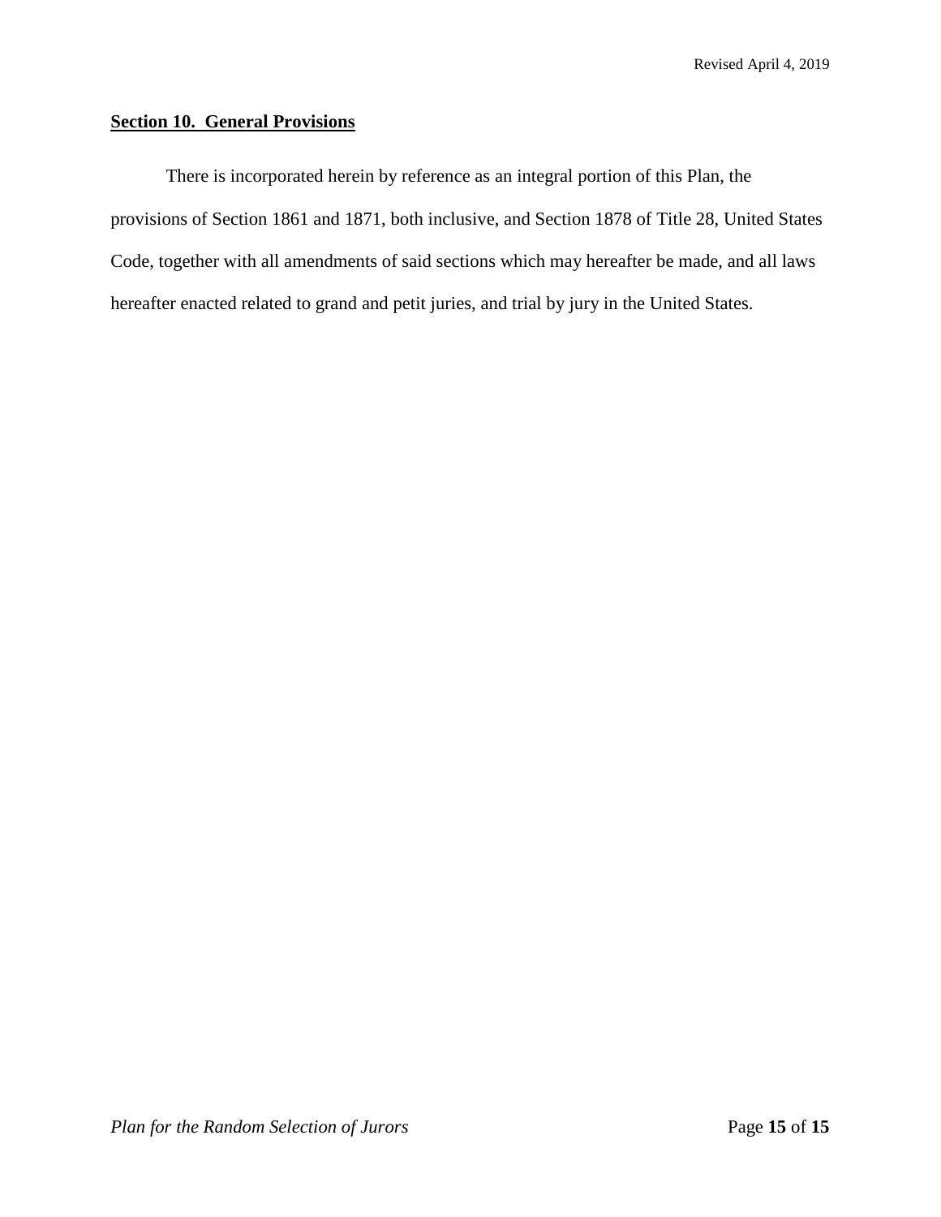## Section 10. General Provisions

There is incorporated herein by reference as an integral portion of this Plan, the provisions of Section 1861 and 1871, both inclusive, and Section 1878 of Title 28, United States Code, together with all amendments of said sections which may hereafter be made, and all laws hereafter enacted related to grand and petit juries, and trial by jury in the United States.